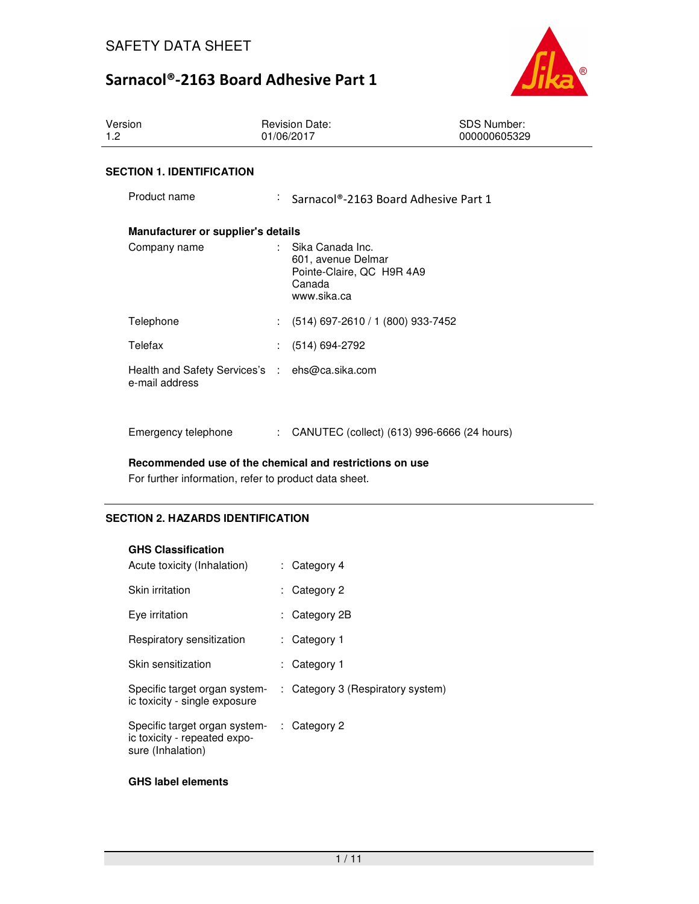# SAFETY DATA SHEET

## Sarnacol®-2163 Board Adhesive Part 1

| Version | Revision Date: | SDS Number: |
|---|---|---|
| 1.2 | 01/06/2017 | 000000605329 |

### SECTION 1. IDENTIFICATION

Product name : Sarnacol®-2163 Board Adhesive Part 1

**Manufacturer or supplier's details**

Company name : Sika Canada Inc.
601, avenue Delmar
Pointe-Claire, QC H9R 4A9
Canada
www.sika.ca

Telephone : (514) 697-2610 / 1 (800) 933-7452

Telefax : (514) 694-2792

Health and Safety Services's e-mail address : ehs@ca.sika.com

Emergency telephone : CANUTEC (collect) (613) 996-6666 (24 hours)

**Recommended use of the chemical and restrictions on use**

For further information, refer to product data sheet.

### SECTION 2. HAZARDS IDENTIFICATION

**GHS Classification**

Acute toxicity (Inhalation) : Category 4

Skin irritation : Category 2

Eye irritation : Category 2B

Respiratory sensitization : Category 1

Skin sensitization : Category 1

Specific target organ systemic toxicity - single exposure : Category 3 (Respiratory system)

Specific target organ systemic toxicity - repeated exposure (Inhalation) : Category 2

**GHS label elements**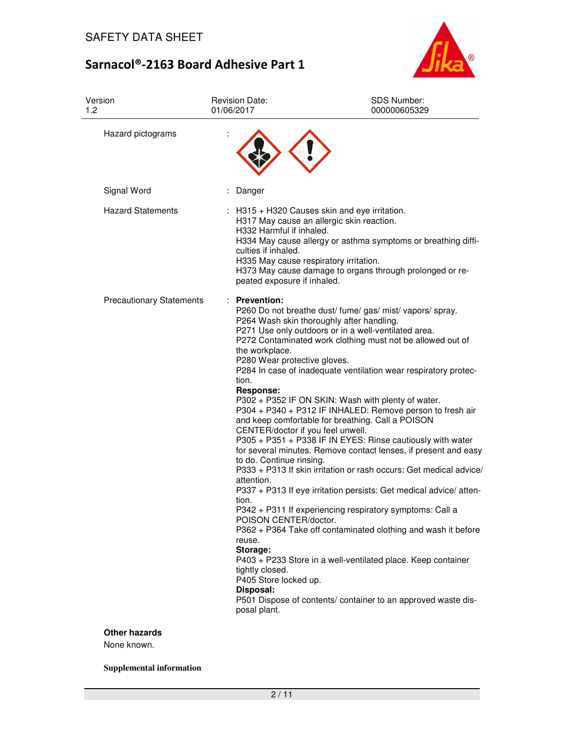| | | |
|---|---|---|
| Hazard pictograms | : | |
| Signal Word | : | Danger |
| Hazard Statements | : | H315 + H320 Causes skin and eye irritation.<br>H317 May cause an allergic skin reaction.<br>H332 Harmful if inhaled.<br>H334 May cause allergy or asthma symptoms or breathing difficulties if inhaled.<br>H335 May cause respiratory irritation.<br>H373 May cause damage to organs through prolonged or repeated exposure if inhaled. |
| Precautionary Statements | : | **Prevention:**<br>P260 Do not breathe dust/ fume/ gas/ mist/ vapors/ spray.<br>P264 Wash skin thoroughly after handling.<br>P271 Use only outdoors or in a well-ventilated area.<br>P272 Contaminated work clothing must not be allowed out of the workplace.<br>P280 Wear protective gloves.<br>P284 In case of inadequate ventilation wear respiratory protection.<br>**Response:**<br>P302 + P352 IF ON SKIN: Wash with plenty of water.<br>P304 + P340 + P312 IF INHALED: Remove person to fresh air and keep comfortable for breathing. Call a POISON CENTER/doctor if you feel unwell.<br>P305 + P351 + P338 IF IN EYES: Rinse cautiously with water for several minutes. Remove contact lenses, if present and easy to do. Continue rinsing.<br>P333 + P313 If skin irritation or rash occurs: Get medical advice/ attention.<br>P337 + P313 If eye irritation persists: Get medical advice/ attention.<br>P342 + P311 If experiencing respiratory symptoms: Call a POISON CENTER/doctor.<br>P362 + P364 Take off contaminated clothing and wash it before reuse.<br>**Storage:**<br>P403 + P233 Store in a well-ventilated place. Keep container tightly closed.<br>P405 Store locked up.<br>**Disposal:**<br>P501 Dispose of contents/ container to an approved waste disposal plant. |

**Other hazards**

None known.

**Supplemental information**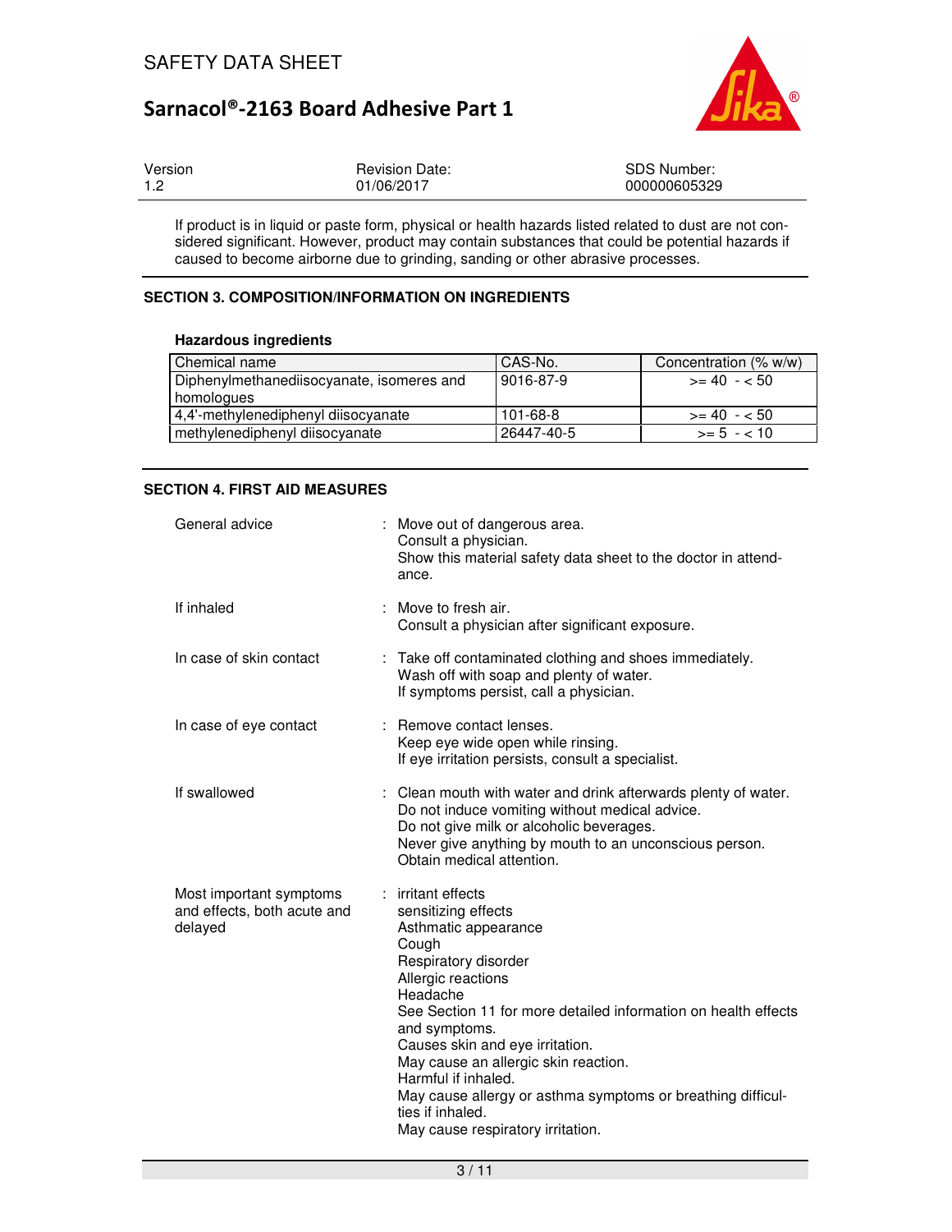If product is in liquid or paste form, physical or health hazards listed related to dust are not considered significant. However, product may contain substances that could be potential hazards if caused to become airborne due to grinding, sanding or other abrasive processes.

## SECTION 3. COMPOSITION/INFORMATION ON INGREDIENTS

### Hazardous ingredients

| Chemical name | CAS-No. | Concentration (% w/w) |
|---|---|---|
| Diphenylmethanediisocyanate, isomeres and homologues | 9016-87-9 | >= 40 - < 50 |
| 4,4'-methylenediphenyl diisocyanate | 101-68-8 | >= 40 - < 50 |
| methylenediphenyl diisocyanate | 26447-40-5 | >= 5 - < 10 |

## SECTION 4. FIRST AID MEASURES

**General advice** : Move out of dangerous area.
Consult a physician.
Show this material safety data sheet to the doctor in attendance.

**If inhaled** : Move to fresh air.
Consult a physician after significant exposure.

**In case of skin contact** : Take off contaminated clothing and shoes immediately.
Wash off with soap and plenty of water.
If symptoms persist, call a physician.

**In case of eye contact** : Remove contact lenses.
Keep eye wide open while rinsing.
If eye irritation persists, consult a specialist.

**If swallowed** : Clean mouth with water and drink afterwards plenty of water.
Do not induce vomiting without medical advice.
Do not give milk or alcoholic beverages.
Never give anything by mouth to an unconscious person.
Obtain medical attention.

**Most important symptoms and effects, both acute and delayed** : irritant effects
sensitizing effects
Asthmatic appearance
Cough
Respiratory disorder
Allergic reactions
Headache
See Section 11 for more detailed information on health effects and symptoms.
Causes skin and eye irritation.
May cause an allergic skin reaction.
Harmful if inhaled.
May cause allergy or asthma symptoms or breathing difficulties if inhaled.
May cause respiratory irritation.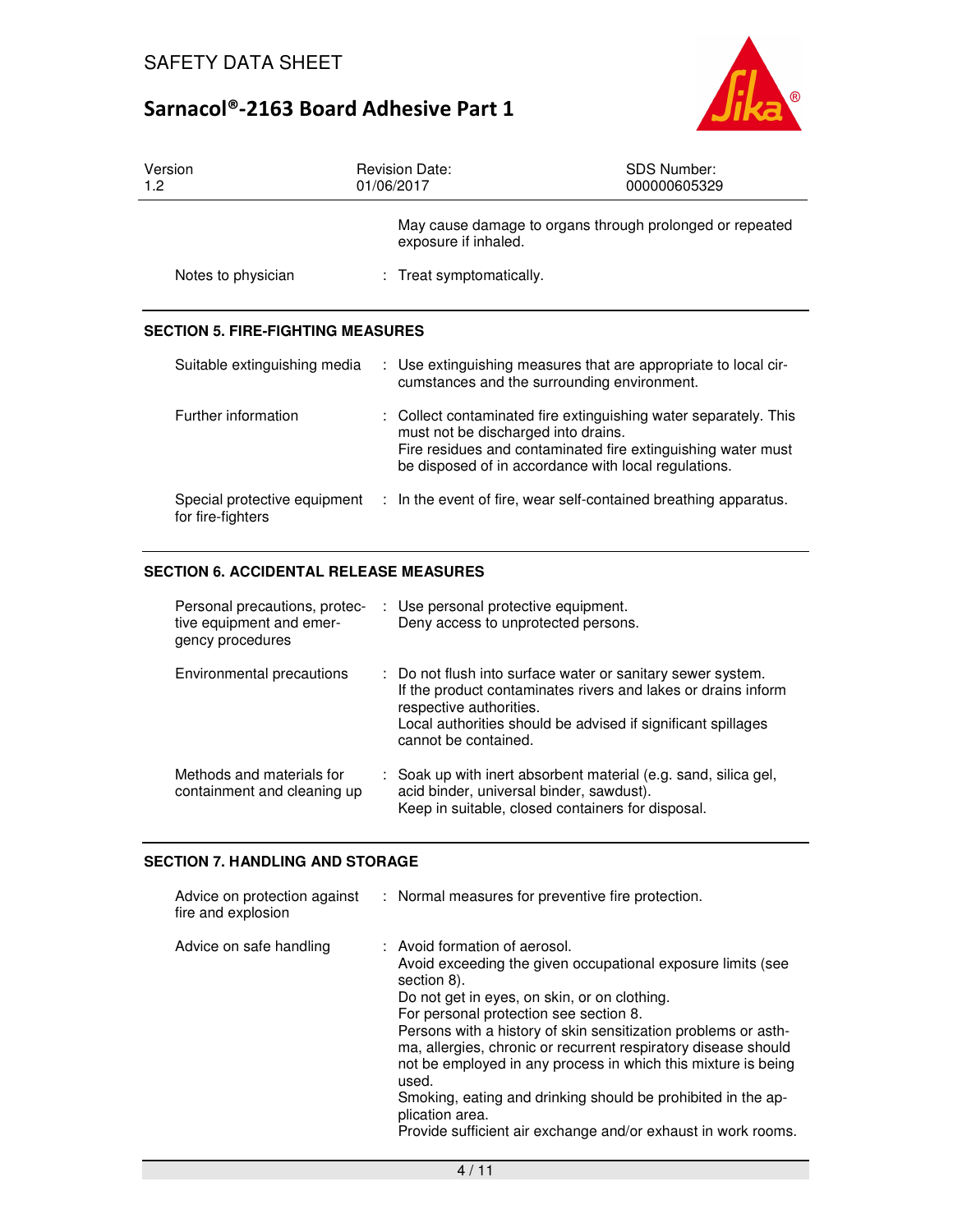May cause damage to organs through prolonged or repeated exposure if inhaled.

| | |
|---|---|
| Notes to physician | : Treat symptomatically. |

## SECTION 5. FIRE-FIGHTING MEASURES

| | |
|---|---|
| Suitable extinguishing media | : Use extinguishing measures that are appropriate to local circumstances and the surrounding environment. |
| Further information | : Collect contaminated fire extinguishing water separately. This must not be discharged into drains. Fire residues and contaminated fire extinguishing water must be disposed of in accordance with local regulations. |
| Special protective equipment for fire-fighters | : In the event of fire, wear self-contained breathing apparatus. |

## SECTION 6. ACCIDENTAL RELEASE MEASURES

| | |
|---|---|
| Personal precautions, protective equipment and emergency procedures | : Use personal protective equipment. Deny access to unprotected persons. |
| Environmental precautions | : Do not flush into surface water or sanitary sewer system. If the product contaminates rivers and lakes or drains inform respective authorities. Local authorities should be advised if significant spillages cannot be contained. |
| Methods and materials for containment and cleaning up | : Soak up with inert absorbent material (e.g. sand, silica gel, acid binder, universal binder, sawdust). Keep in suitable, closed containers for disposal. |

## SECTION 7. HANDLING AND STORAGE

| | |
|---|---|
| Advice on protection against fire and explosion | : Normal measures for preventive fire protection. |
| Advice on safe handling | : Avoid formation of aerosol. Avoid exceeding the given occupational exposure limits (see section 8). Do not get in eyes, on skin, or on clothing. For personal protection see section 8. Persons with a history of skin sensitization problems or asthma, allergies, chronic or recurrent respiratory disease should not be employed in any process in which this mixture is being used. Smoking, eating and drinking should be prohibited in the application area. Provide sufficient air exchange and/or exhaust in work rooms. |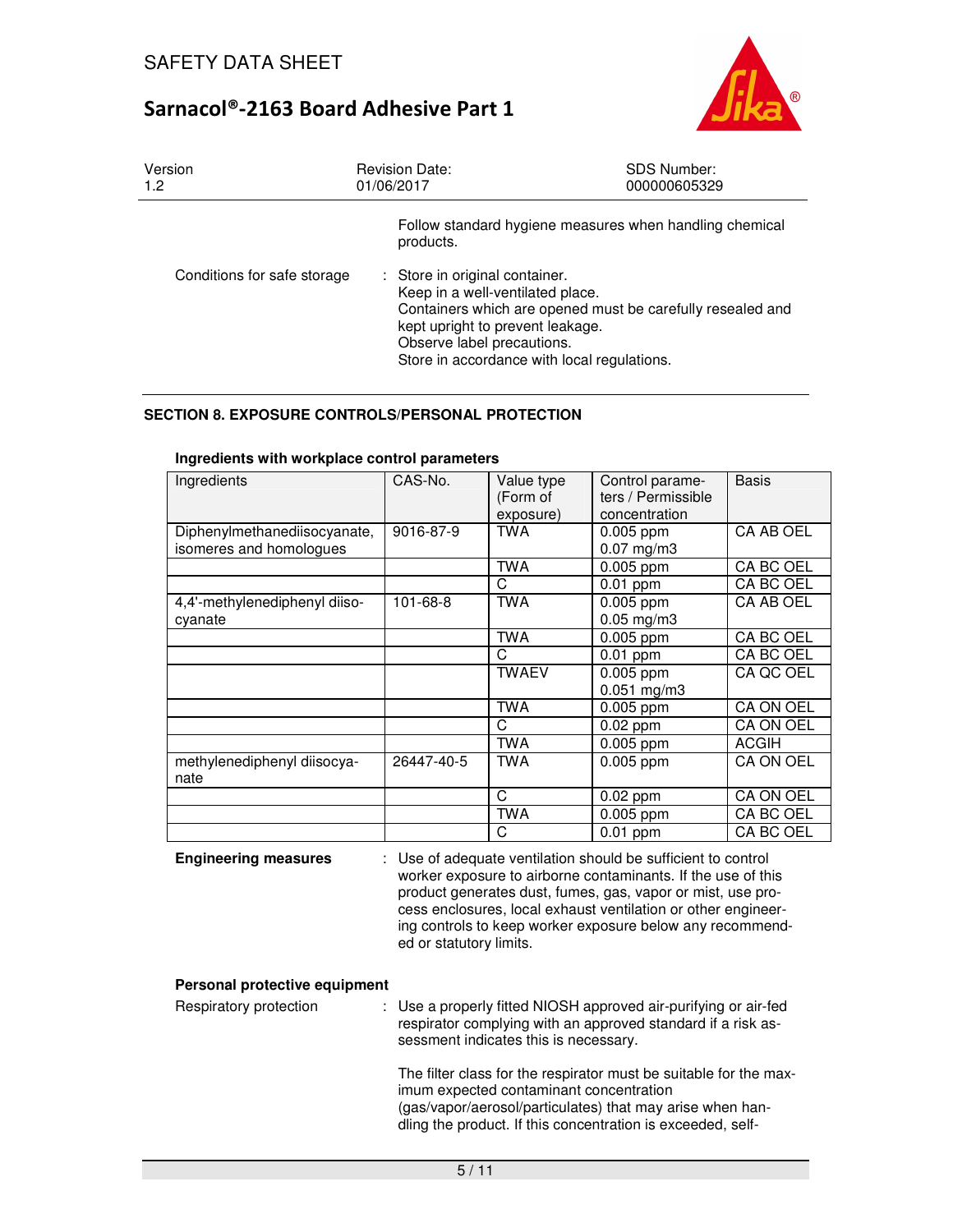Follow standard hygiene measures when handling chemical products.

Conditions for safe storage : Store in original container.
Keep in a well-ventilated place.
Containers which are opened must be carefully resealed and kept upright to prevent leakage.
Observe label precautions.
Store in accordance with local regulations.

## SECTION 8. EXPOSURE CONTROLS/PERSONAL PROTECTION

**Ingredients with workplace control parameters**

| Ingredients | CAS-No. | Value type (Form of exposure) | Control parameters / Permissible concentration | Basis |
|---|---|---|---|---|
| Diphenylmethanediisocyanate, isomeres and homologues | 9016-87-9 | TWA | 0.005 ppm<br>0.07 mg/m3 | CA AB OEL |
| | | TWA | 0.005 ppm | CA BC OEL |
| | | C | 0.01 ppm | CA BC OEL |
| 4,4'-methylenediphenyl diisocyanate | 101-68-8 | TWA | 0.005 ppm<br>0.05 mg/m3 | CA AB OEL |
| | | TWA | 0.005 ppm | CA BC OEL |
| | | C | 0.01 ppm | CA BC OEL |
| | | TWAEV | 0.005 ppm<br>0.051 mg/m3 | CA QC OEL |
| | | TWA | 0.005 ppm | CA ON OEL |
| | | C | 0.02 ppm | CA ON OEL |
| | | TWA | 0.005 ppm | ACGIH |
| methylenediphenyl diisocyanate | 26447-40-5 | TWA | 0.005 ppm | CA ON OEL |
| | | C | 0.02 ppm | CA ON OEL |
| | | TWA | 0.005 ppm | CA BC OEL |
| | | C | 0.01 ppm | CA BC OEL |

**Engineering measures** : Use of adequate ventilation should be sufficient to control worker exposure to airborne contaminants. If the use of this product generates dust, fumes, gas, vapor or mist, use process enclosures, local exhaust ventilation or other engineering controls to keep worker exposure below any recommended or statutory limits.

**Personal protective equipment**

Respiratory protection : Use a properly fitted NIOSH approved air-purifying or air-fed respirator complying with an approved standard if a risk assessment indicates this is necessary.

The filter class for the respirator must be suitable for the maximum expected contaminant concentration (gas/vapor/aerosol/particulates) that may arise when handling the product. If this concentration is exceeded, self-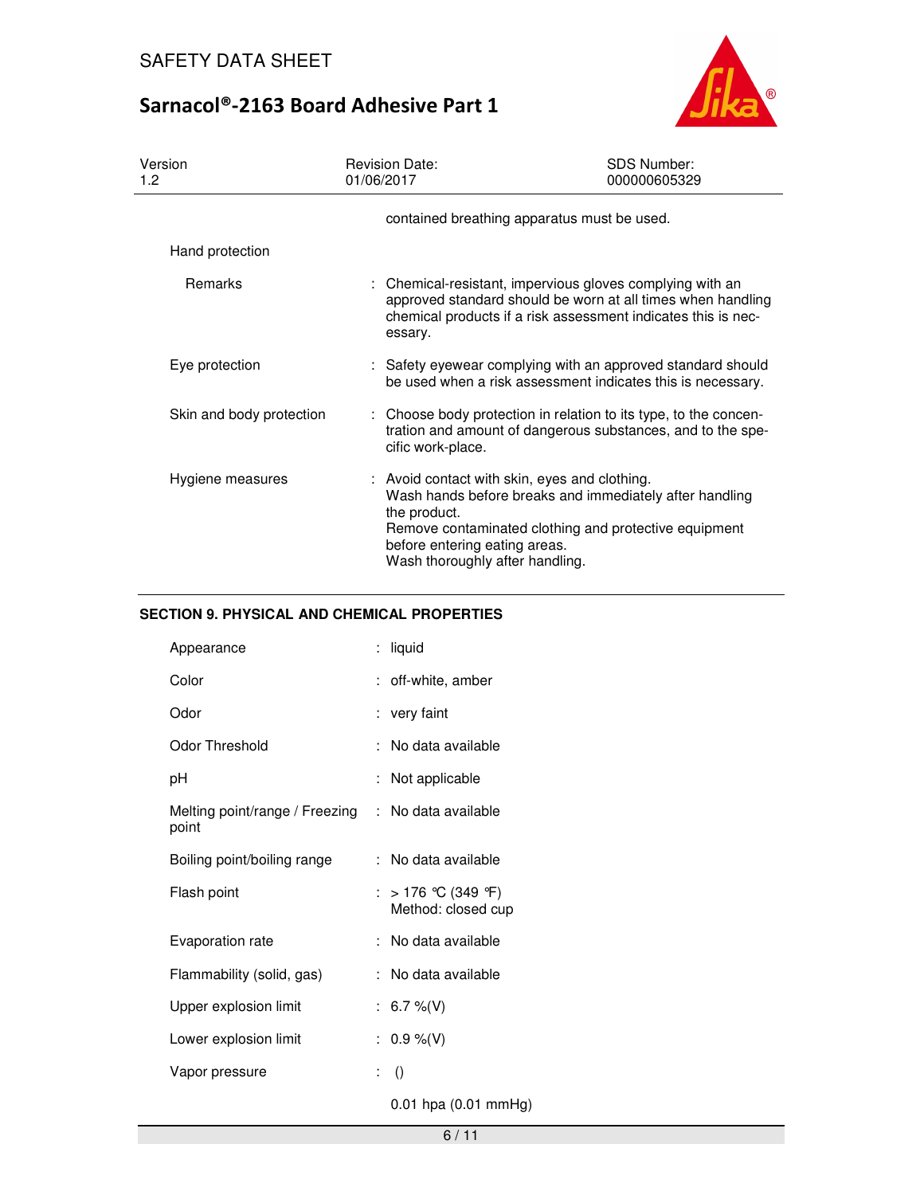contained breathing apparatus must be used.

| | |
|---|---|
| Hand protection | |
| Remarks | : Chemical-resistant, impervious gloves complying with an approved standard should be worn at all times when handling chemical products if a risk assessment indicates this is necessary. |
| Eye protection | : Safety eyewear complying with an approved standard should be used when a risk assessment indicates this is necessary. |
| Skin and body protection | : Choose body protection in relation to its type, to the concentration and amount of dangerous substances, and to the specific work-place. |
| Hygiene measures | : Avoid contact with skin, eyes and clothing.<br>Wash hands before breaks and immediately after handling the product.<br>Remove contaminated clothing and protective equipment before entering eating areas.<br>Wash thoroughly after handling. |

## SECTION 9. PHYSICAL AND CHEMICAL PROPERTIES

| | |
|---|---|
| Appearance | : liquid |
| Color | : off-white, amber |
| Odor | : very faint |
| Odor Threshold | : No data available |
| pH | : Not applicable |
| Melting point/range / Freezing point | : No data available |
| Boiling point/boiling range | : No data available |
| Flash point | : > 176 °C (349 °F)<br>Method: closed cup |
| Evaporation rate | : No data available |
| Flammability (solid, gas) | : No data available |
| Upper explosion limit | : 6.7 %(V) |
| Lower explosion limit | : 0.9 %(V) |
| Vapor pressure | : ()<br><br>0.01 hpa (0.01 mmHg) |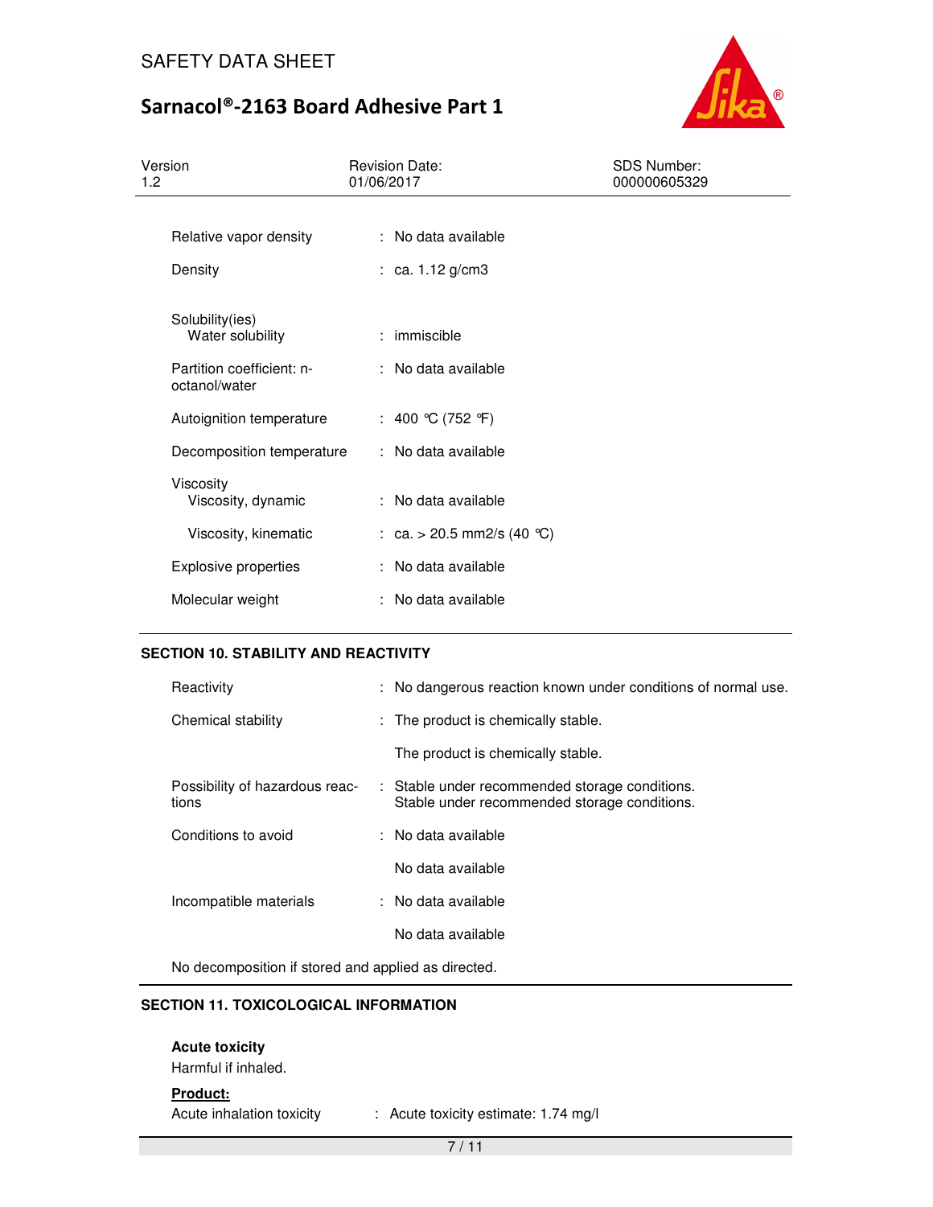| | | |
|---|---|---|
| Relative vapor density | : | No data available |
| Density | : | ca. 1.12 g/cm3 |
| Solubility(ies)<br>Water solubility | : | immiscible |
| Partition coefficient: n-octanol/water | : | No data available |
| Autoignition temperature | : | 400 °C (752 °F) |
| Decomposition temperature | : | No data available |
| Viscosity<br>Viscosity, dynamic | : | No data available |
| Viscosity, kinematic | : | ca. > 20.5 mm2/s (40 °C) |
| Explosive properties | : | No data available |
| Molecular weight | : | No data available |

## SECTION 10. STABILITY AND REACTIVITY

| | | |
|---|---|---|
| Reactivity | : | No dangerous reaction known under conditions of normal use. |
| Chemical stability | : | The product is chemically stable.<br><br>The product is chemically stable. |
| Possibility of hazardous reactions | : | Stable under recommended storage conditions.<br>Stable under recommended storage conditions. |
| Conditions to avoid | : | No data available<br><br>No data available |
| Incompatible materials | : | No data available<br><br>No data available |

No decomposition if stored and applied as directed.

## SECTION 11. TOXICOLOGICAL INFORMATION

**Acute toxicity**

Harmful if inhaled.

**Product:**

Acute inhalation toxicity : Acute toxicity estimate: 1.74 mg/l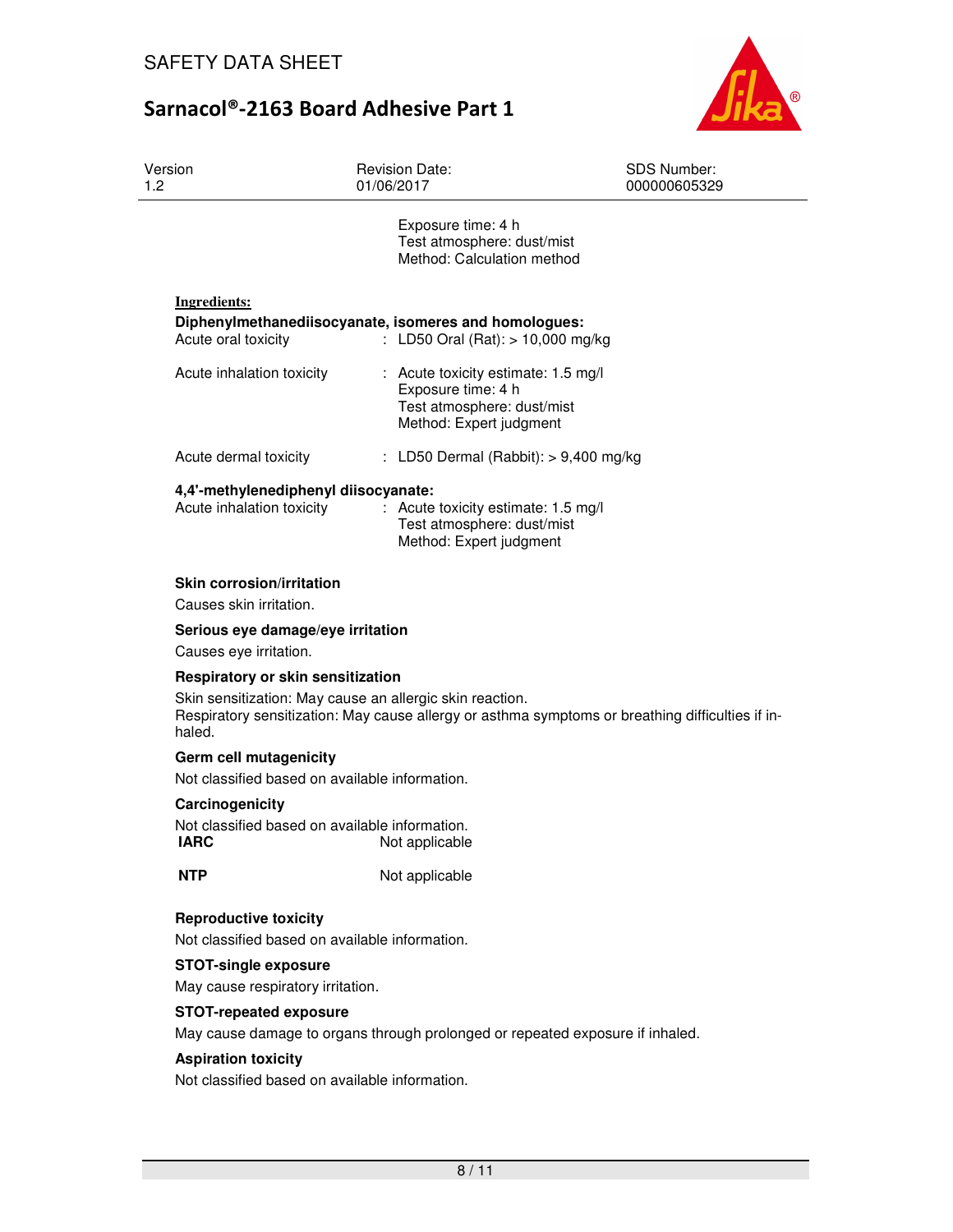Exposure time: 4 h
Test atmosphere: dust/mist
Method: Calculation method

**Ingredients:**

**Diphenylmethanediisocyanate, isomeres and homologues:**

| | |
|---|---|
| Acute oral toxicity | : LD50 Oral (Rat): > 10,000 mg/kg |
| Acute inhalation toxicity | : Acute toxicity estimate: 1.5 mg/l<br>Exposure time: 4 h<br>Test atmosphere: dust/mist<br>Method: Expert judgment |
| Acute dermal toxicity | : LD50 Dermal (Rabbit): > 9,400 mg/kg |

**4,4'-methylenediphenyl diisocyanate:**

| | |
|---|---|
| Acute inhalation toxicity | : Acute toxicity estimate: 1.5 mg/l<br>Test atmosphere: dust/mist<br>Method: Expert judgment |

**Skin corrosion/irritation**

Causes skin irritation.

**Serious eye damage/eye irritation**

Causes eye irritation.

**Respiratory or skin sensitization**

Skin sensitization: May cause an allergic skin reaction.
Respiratory sensitization: May cause allergy or asthma symptoms or breathing difficulties if inhaled.

**Germ cell mutagenicity**

Not classified based on available information.

**Carcinogenicity**

Not classified based on available information.

| | |
|---|---|
| **IARC** | Not applicable |
| **NTP** | Not applicable |

**Reproductive toxicity**

Not classified based on available information.

**STOT-single exposure**

May cause respiratory irritation.

**STOT-repeated exposure**

May cause damage to organs through prolonged or repeated exposure if inhaled.

**Aspiration toxicity**

Not classified based on available information.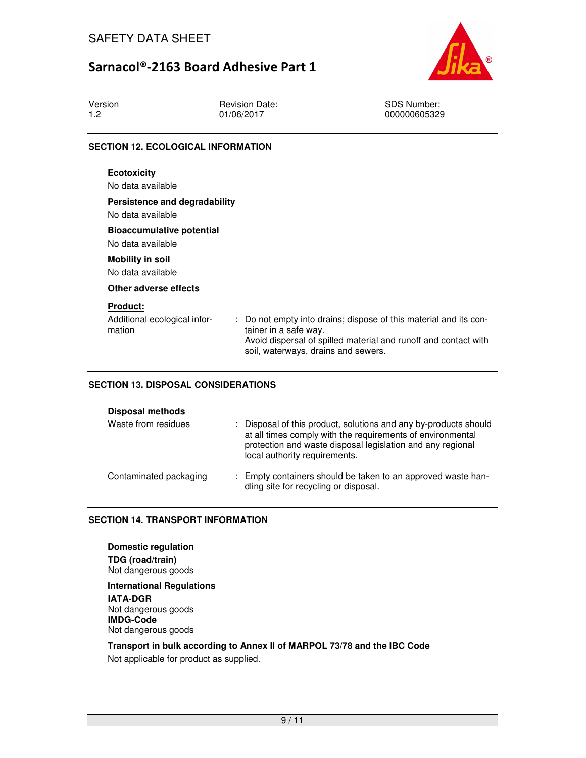## SECTION 12. ECOLOGICAL INFORMATION

**Ecotoxicity**

No data available

**Persistence and degradability**

No data available

**Bioaccumulative potential**

No data available

**Mobility in soil**

No data available

**Other adverse effects**

**Product:**

| | |
|---|---|
| Additional ecological information | : Do not empty into drains; dispose of this material and its container in a safe way. Avoid dispersal of spilled material and runoff and contact with soil, waterways, drains and sewers. |

## SECTION 13. DISPOSAL CONSIDERATIONS

**Disposal methods**

| | |
|---|---|
| Waste from residues | : Disposal of this product, solutions and any by-products should at all times comply with the requirements of environmental protection and waste disposal legislation and any regional local authority requirements. |
| Contaminated packaging | : Empty containers should be taken to an approved waste handling site for recycling or disposal. |

## SECTION 14. TRANSPORT INFORMATION

**Domestic regulation**

**TDG (road/train)**

Not dangerous goods

**International Regulations**

**IATA-DGR**

Not dangerous goods

**IMDG-Code**

Not dangerous goods

**Transport in bulk according to Annex II of MARPOL 73/78 and the IBC Code**

Not applicable for product as supplied.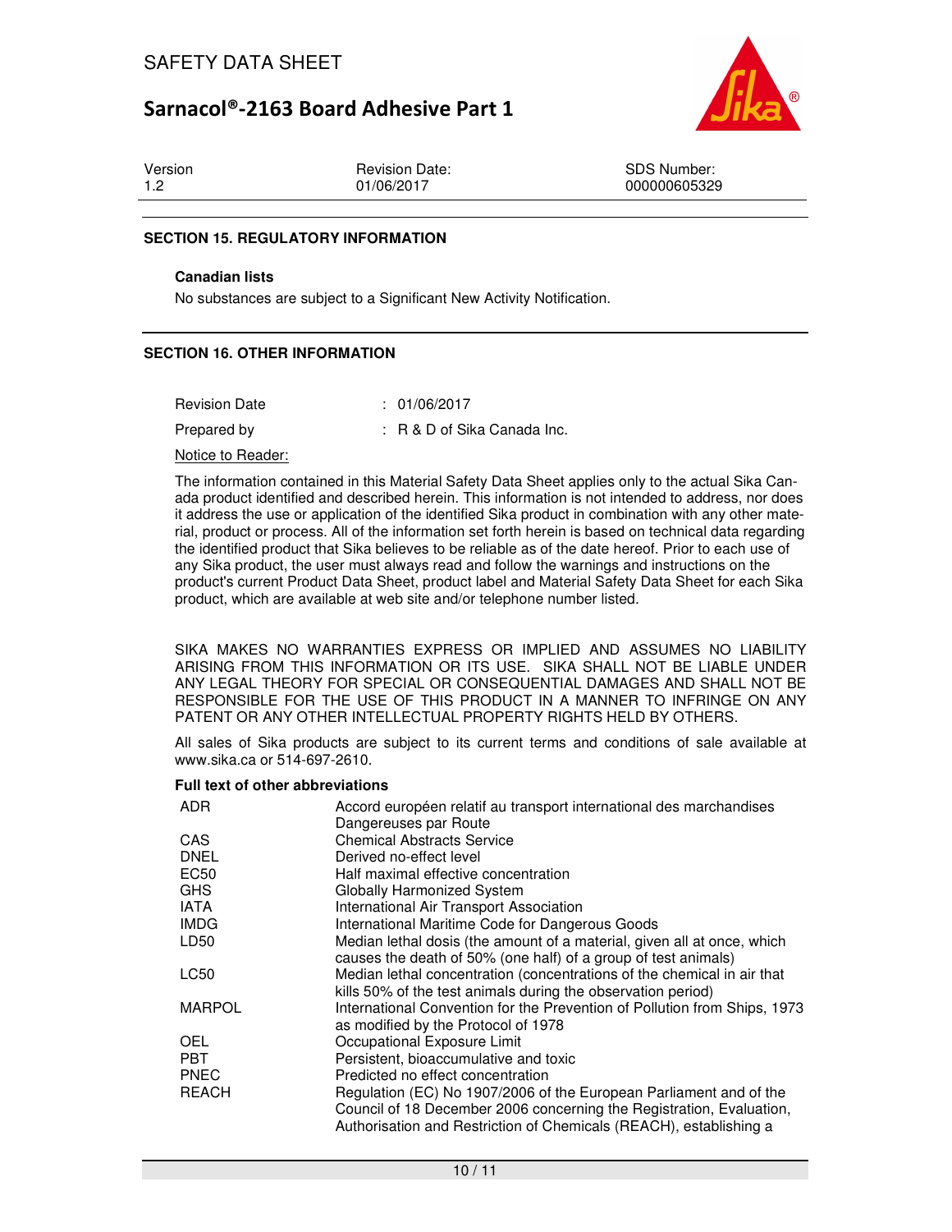## SECTION 15. REGULATORY INFORMATION

**Canadian lists**

No substances are subject to a Significant New Activity Notification.

## SECTION 16. OTHER INFORMATION

| | |
|---|---|
| Revision Date | : 01/06/2017 |
| Prepared by | : R & D of Sika Canada Inc. |

Notice to Reader:

The information contained in this Material Safety Data Sheet applies only to the actual Sika Canada product identified and described herein. This information is not intended to address, nor does it address the use or application of the identified Sika product in combination with any other material, product or process. All of the information set forth herein is based on technical data regarding the identified product that Sika believes to be reliable as of the date hereof. Prior to each use of any Sika product, the user must always read and follow the warnings and instructions on the product's current Product Data Sheet, product label and Material Safety Data Sheet for each Sika product, which are available at web site and/or telephone number listed.

SIKA MAKES NO WARRANTIES EXPRESS OR IMPLIED AND ASSUMES NO LIABILITY ARISING FROM THIS INFORMATION OR ITS USE. SIKA SHALL NOT BE LIABLE UNDER ANY LEGAL THEORY FOR SPECIAL OR CONSEQUENTIAL DAMAGES AND SHALL NOT BE RESPONSIBLE FOR THE USE OF THIS PRODUCT IN A MANNER TO INFRINGE ON ANY PATENT OR ANY OTHER INTELLECTUAL PROPERTY RIGHTS HELD BY OTHERS.

All sales of Sika products are subject to its current terms and conditions of sale available at www.sika.ca or 514-697-2610.

**Full text of other abbreviations**

| | |
|---|---|
| ADR | Accord européen relatif au transport international des marchandises Dangereuses par Route |
| CAS | Chemical Abstracts Service |
| DNEL | Derived no-effect level |
| EC50 | Half maximal effective concentration |
| GHS | Globally Harmonized System |
| IATA | International Air Transport Association |
| IMDG | International Maritime Code for Dangerous Goods |
| LD50 | Median lethal dosis (the amount of a material, given all at once, which causes the death of 50% (one half) of a group of test animals) |
| LC50 | Median lethal concentration (concentrations of the chemical in air that kills 50% of the test animals during the observation period) |
| MARPOL | International Convention for the Prevention of Pollution from Ships, 1973 as modified by the Protocol of 1978 |
| OEL | Occupational Exposure Limit |
| PBT | Persistent, bioaccumulative and toxic |
| PNEC | Predicted no effect concentration |
| REACH | Regulation (EC) No 1907/2006 of the European Parliament and of the Council of 18 December 2006 concerning the Registration, Evaluation, Authorisation and Restriction of Chemicals (REACH), establishing a |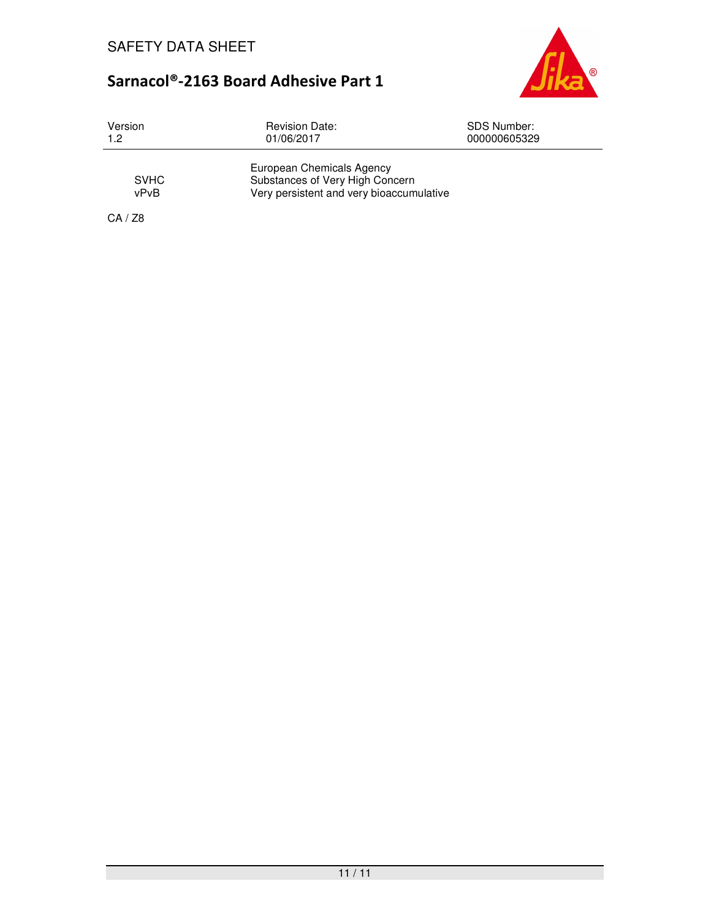| | |
|---|---|
| | European Chemicals Agency |
| SVHC | Substances of Very High Concern |
| vPvB | Very persistent and very bioaccumulative |

CA / Z8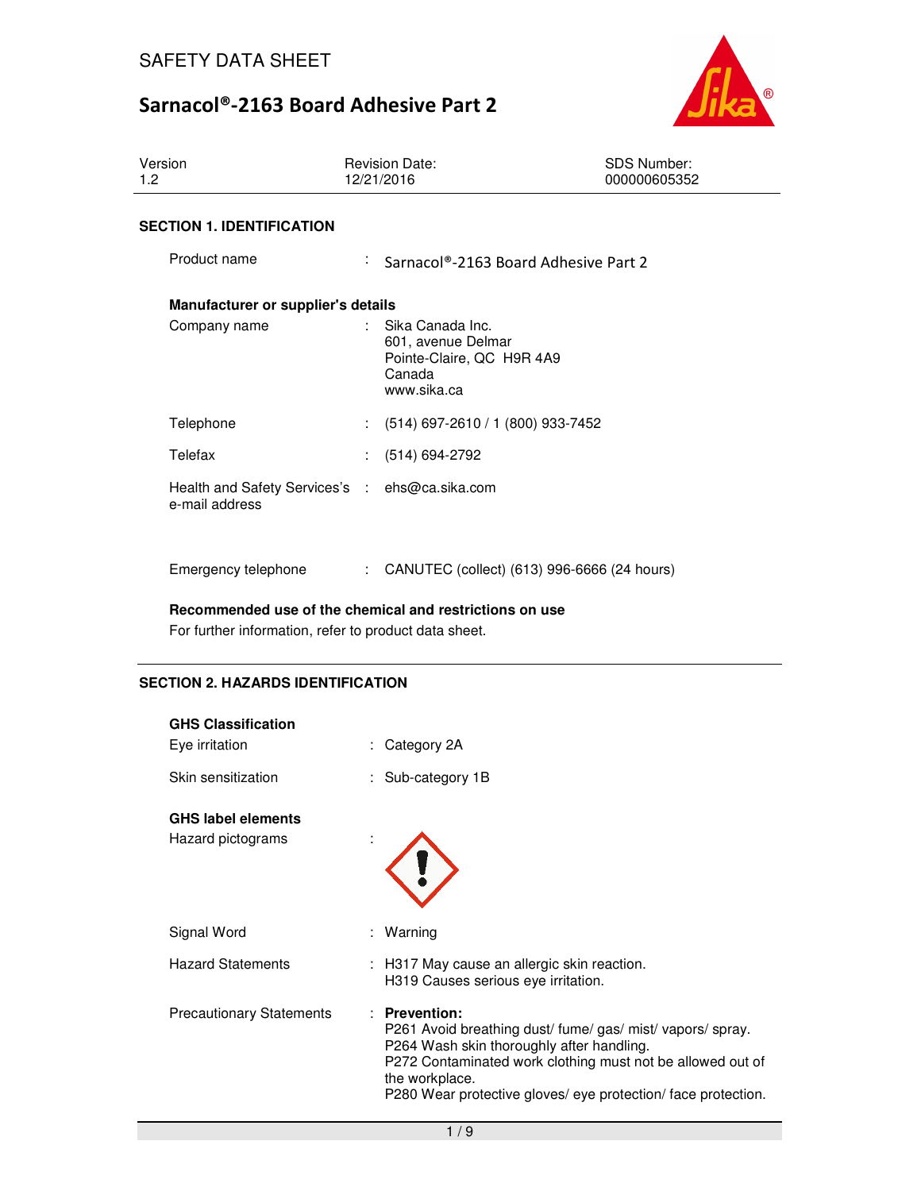# SAFETY DATA SHEET

## Sarnacol®-2163 Board Adhesive Part 2

| Version | Revision Date: | SDS Number: |
|---|---|---|
| 1.2 | 12/21/2016 | 000000605352 |

### SECTION 1. IDENTIFICATION

Product name : Sarnacol®-2163 Board Adhesive Part 2

**Manufacturer or supplier's details**

Company name : Sika Canada Inc.
601, avenue Delmar
Pointe-Claire, QC H9R 4A9
Canada
www.sika.ca

Telephone : (514) 697-2610 / 1 (800) 933-7452

Telefax : (514) 694-2792

Health and Safety Services's e-mail address : ehs@ca.sika.com

Emergency telephone : CANUTEC (collect) (613) 996-6666 (24 hours)

**Recommended use of the chemical and restrictions on use**

For further information, refer to product data sheet.

### SECTION 2. HAZARDS IDENTIFICATION

**GHS Classification**

Eye irritation : Category 2A

Skin sensitization : Sub-category 1B

**GHS label elements**

Hazard pictograms :

Signal Word : Warning

Hazard Statements : H317 May cause an allergic skin reaction.
H319 Causes serious eye irritation.

Precautionary Statements : **Prevention:**
P261 Avoid breathing dust/ fume/ gas/ mist/ vapors/ spray.
P264 Wash skin thoroughly after handling.
P272 Contaminated work clothing must not be allowed out of the workplace.
P280 Wear protective gloves/ eye protection/ face protection.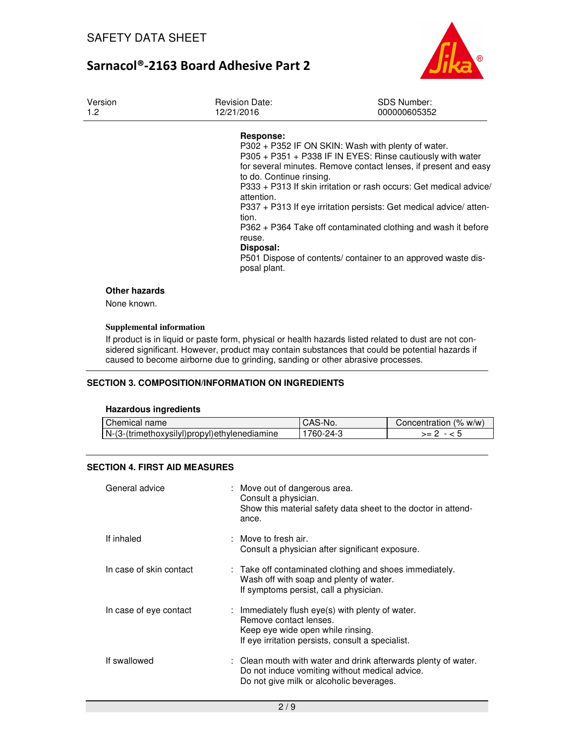**Response:**

P302 + P352 IF ON SKIN: Wash with plenty of water.
P305 + P351 + P338 IF IN EYES: Rinse cautiously with water for several minutes. Remove contact lenses, if present and easy to do. Continue rinsing.
P333 + P313 If skin irritation or rash occurs: Get medical advice/ attention.
P337 + P313 If eye irritation persists: Get medical advice/ attention.
P362 + P364 Take off contaminated clothing and wash it before reuse.

**Disposal:**

P501 Dispose of contents/ container to an approved waste disposal plant.

**Other hazards**

None known.

**Supplemental information**

If product is in liquid or paste form, physical or health hazards listed related to dust are not considered significant. However, product may contain substances that could be potential hazards if caused to become airborne due to grinding, sanding or other abrasive processes.

## SECTION 3. COMPOSITION/INFORMATION ON INGREDIENTS

**Hazardous ingredients**

| Chemical name | CAS-No. | Concentration (% w/w) |
|---|---|---|
| N-(3-(trimethoxysilyl)propyl)ethylenediamine | 1760-24-3 | >= 2 - < 5 |

## SECTION 4. FIRST AID MEASURES

General advice : Move out of dangerous area.
Consult a physician.
Show this material safety data sheet to the doctor in attendance.

If inhaled : Move to fresh air.
Consult a physician after significant exposure.

In case of skin contact : Take off contaminated clothing and shoes immediately.
Wash off with soap and plenty of water.
If symptoms persist, call a physician.

In case of eye contact : Immediately flush eye(s) with plenty of water.
Remove contact lenses.
Keep eye wide open while rinsing.
If eye irritation persists, consult a specialist.

If swallowed : Clean mouth with water and drink afterwards plenty of water.
Do not induce vomiting without medical advice.
Do not give milk or alcoholic beverages.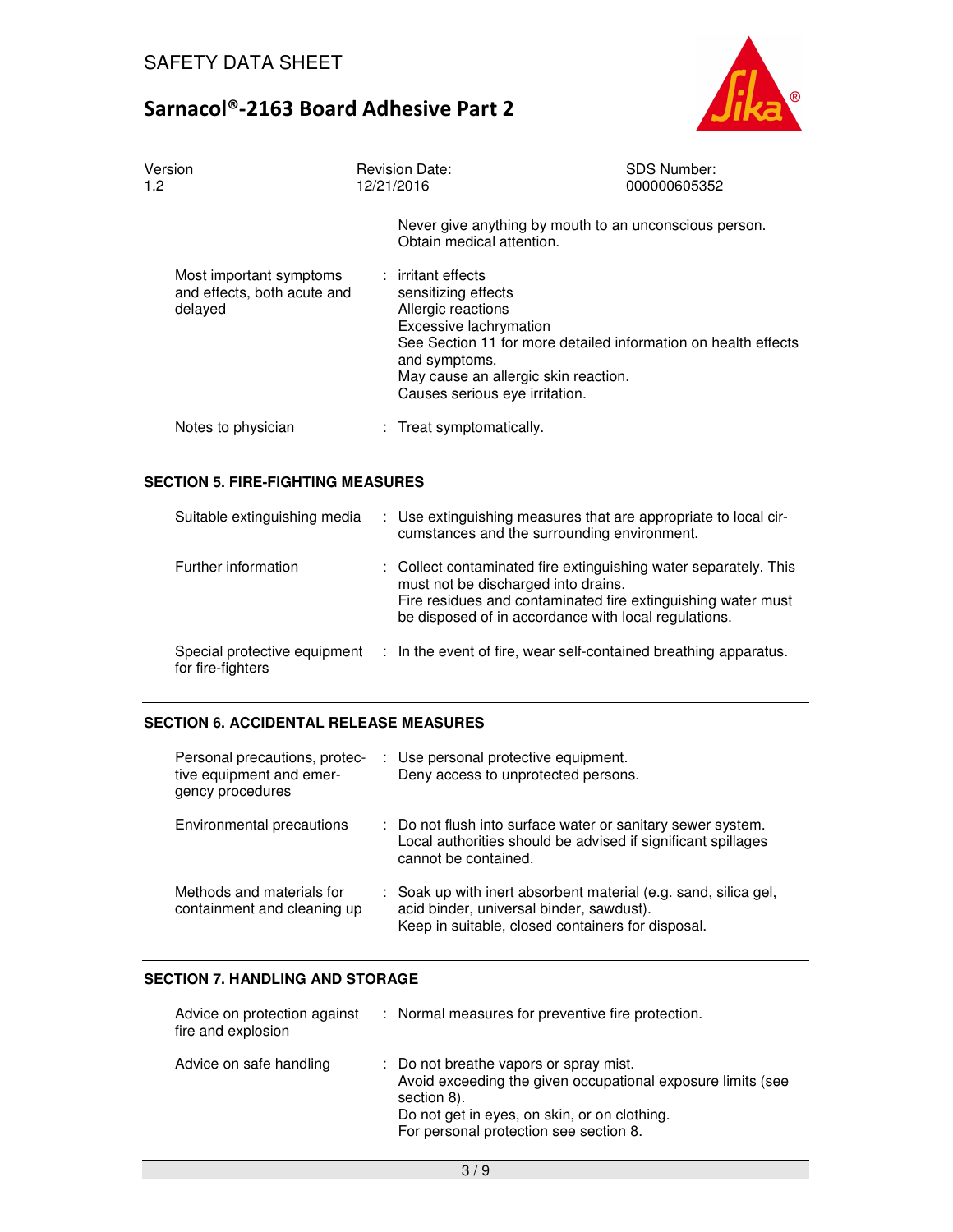Never give anything by mouth to an unconscious person.
Obtain medical attention.

| | |
|---|---|
| Most important symptoms and effects, both acute and delayed | : irritant effects<br>sensitizing effects<br>Allergic reactions<br>Excessive lachrymation<br>See Section 11 for more detailed information on health effects and symptoms.<br>May cause an allergic skin reaction.<br>Causes serious eye irritation. |
| Notes to physician | : Treat symptomatically. |

## SECTION 5. FIRE-FIGHTING MEASURES

| | |
|---|---|
| Suitable extinguishing media | : Use extinguishing measures that are appropriate to local circumstances and the surrounding environment. |
| Further information | : Collect contaminated fire extinguishing water separately. This must not be discharged into drains.<br>Fire residues and contaminated fire extinguishing water must be disposed of in accordance with local regulations. |
| Special protective equipment for fire-fighters | : In the event of fire, wear self-contained breathing apparatus. |

## SECTION 6. ACCIDENTAL RELEASE MEASURES

| | |
|---|---|
| Personal precautions, protective equipment and emergency procedures | : Use personal protective equipment.<br>Deny access to unprotected persons. |
| Environmental precautions | : Do not flush into surface water or sanitary sewer system.<br>Local authorities should be advised if significant spillages cannot be contained. |
| Methods and materials for containment and cleaning up | : Soak up with inert absorbent material (e.g. sand, silica gel, acid binder, universal binder, sawdust).<br>Keep in suitable, closed containers for disposal. |

## SECTION 7. HANDLING AND STORAGE

| | |
|---|---|
| Advice on protection against fire and explosion | : Normal measures for preventive fire protection. |
| Advice on safe handling | : Do not breathe vapors or spray mist.<br>Avoid exceeding the given occupational exposure limits (see section 8).<br>Do not get in eyes, on skin, or on clothing.<br>For personal protection see section 8. |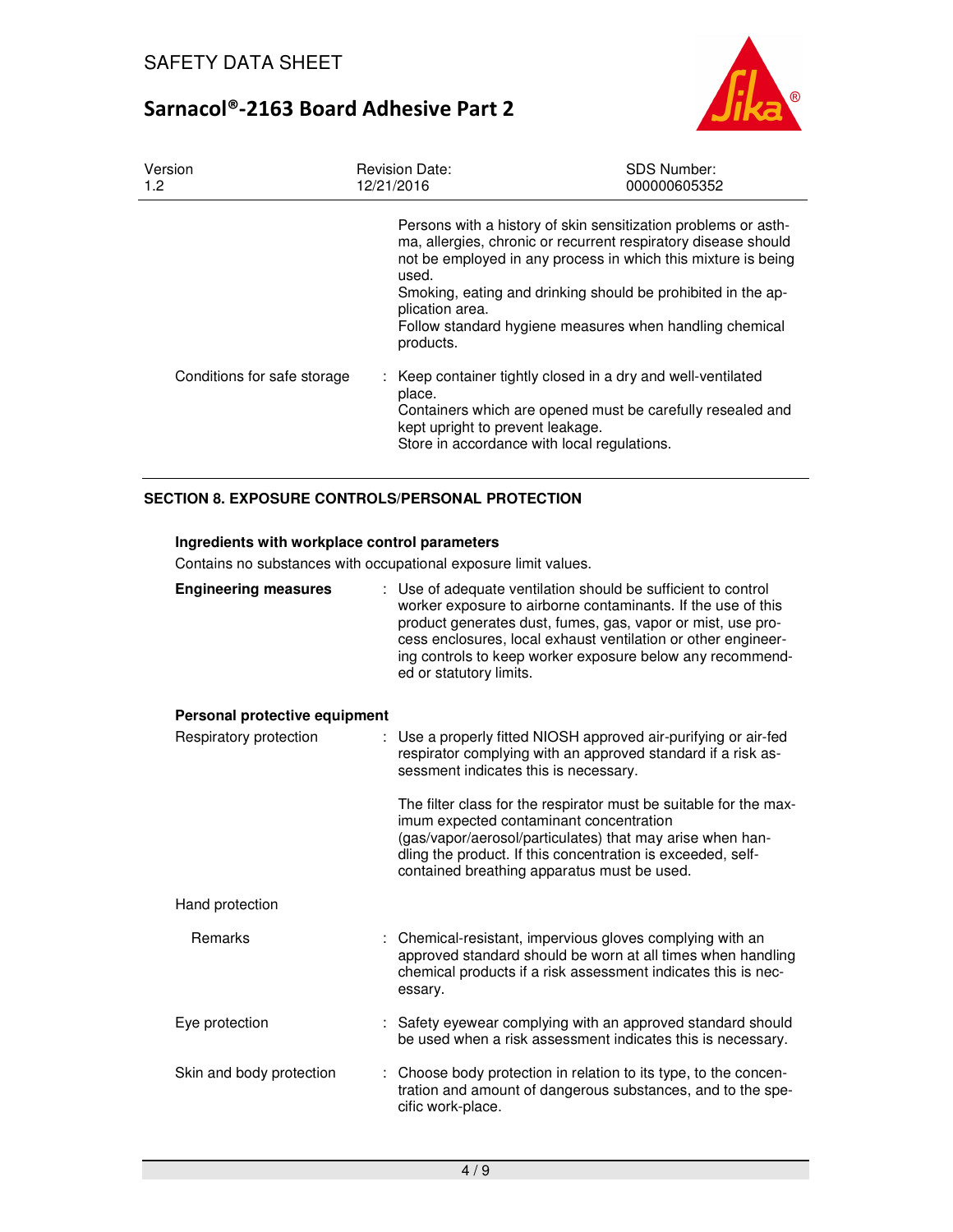Persons with a history of skin sensitization problems or asthma, allergies, chronic or recurrent respiratory disease should not be employed in any process in which this mixture is being used.
Smoking, eating and drinking should be prohibited in the application area.
Follow standard hygiene measures when handling chemical products.

Conditions for safe storage : Keep container tightly closed in a dry and well-ventilated place.
Containers which are opened must be carefully resealed and kept upright to prevent leakage.
Store in accordance with local regulations.

## SECTION 8. EXPOSURE CONTROLS/PERSONAL PROTECTION

**Ingredients with workplace control parameters**

Contains no substances with occupational exposure limit values.

**Engineering measures** : Use of adequate ventilation should be sufficient to control worker exposure to airborne contaminants. If the use of this product generates dust, fumes, gas, vapor or mist, use process enclosures, local exhaust ventilation or other engineering controls to keep worker exposure below any recommended or statutory limits.

**Personal protective equipment**

Respiratory protection : Use a properly fitted NIOSH approved air-purifying or air-fed respirator complying with an approved standard if a risk assessment indicates this is necessary.

The filter class for the respirator must be suitable for the maximum expected contaminant concentration (gas/vapor/aerosol/particulates) that may arise when handling the product. If this concentration is exceeded, self-contained breathing apparatus must be used.

Hand protection

Remarks : Chemical-resistant, impervious gloves complying with an approved standard should be worn at all times when handling chemical products if a risk assessment indicates this is necessary.

Eye protection : Safety eyewear complying with an approved standard should be used when a risk assessment indicates this is necessary.

Skin and body protection : Choose body protection in relation to its type, to the concentration and amount of dangerous substances, and to the specific work-place.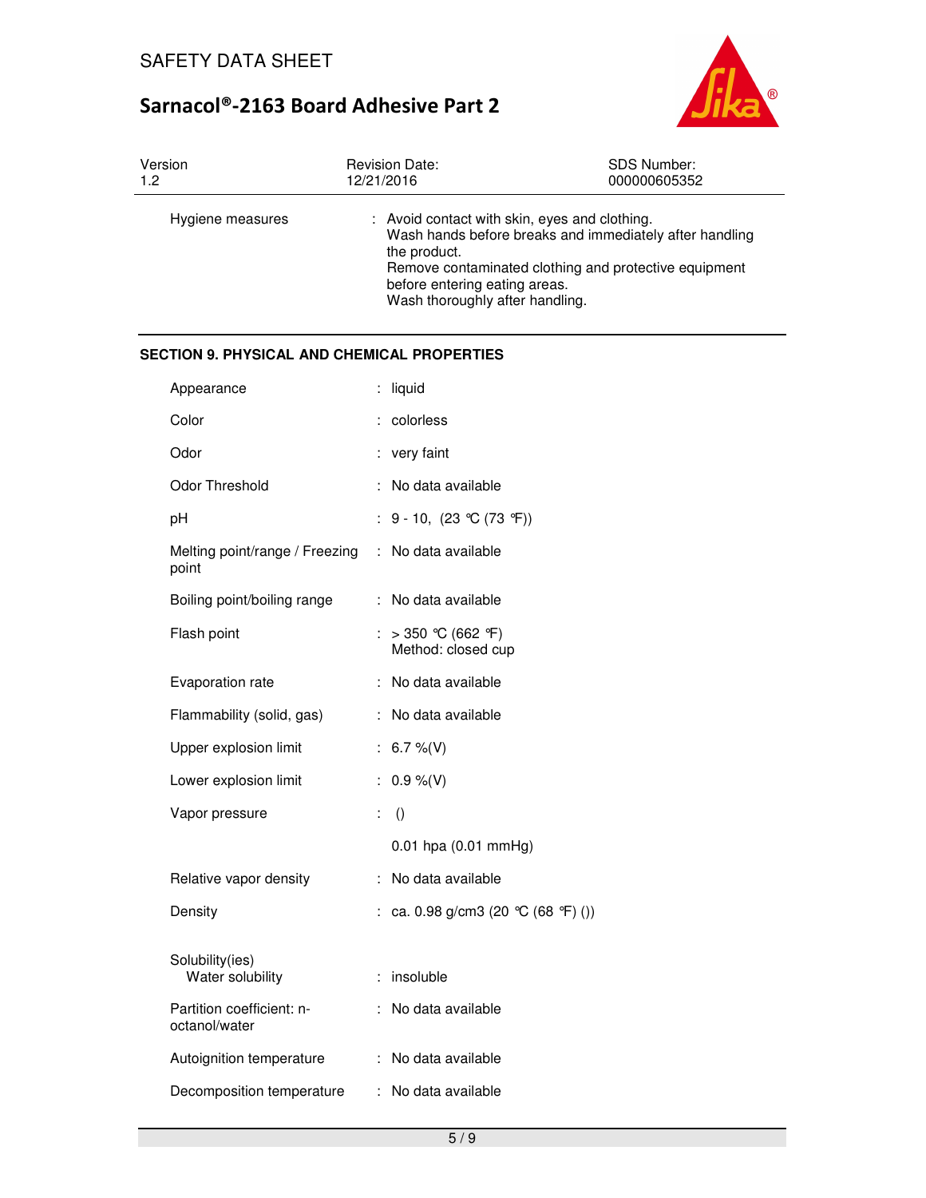| | |
|---|---|
| Hygiene measures | : Avoid contact with skin, eyes and clothing. Wash hands before breaks and immediately after handling the product. Remove contaminated clothing and protective equipment before entering eating areas. Wash thoroughly after handling. |

## SECTION 9. PHYSICAL AND CHEMICAL PROPERTIES

| | |
|---|---|
| Appearance | : liquid |
| Color | : colorless |
| Odor | : very faint |
| Odor Threshold | : No data available |
| pH | : 9 - 10, (23 °C (73 °F)) |
| Melting point/range / Freezing point | : No data available |
| Boiling point/boiling range | : No data available |
| Flash point | : > 350 °C (662 °F)<br>Method: closed cup |
| Evaporation rate | : No data available |
| Flammability (solid, gas) | : No data available |
| Upper explosion limit | : 6.7 %(V) |
| Lower explosion limit | : 0.9 %(V) |
| Vapor pressure | : ()<br>0.01 hpa (0.01 mmHg) |
| Relative vapor density | : No data available |
| Density | : ca. 0.98 g/cm3 (20 °C (68 °F) ()) |
| Solubility(ies)<br>Water solubility | : insoluble |
| Partition coefficient: n-octanol/water | : No data available |
| Autoignition temperature | : No data available |
| Decomposition temperature | : No data available |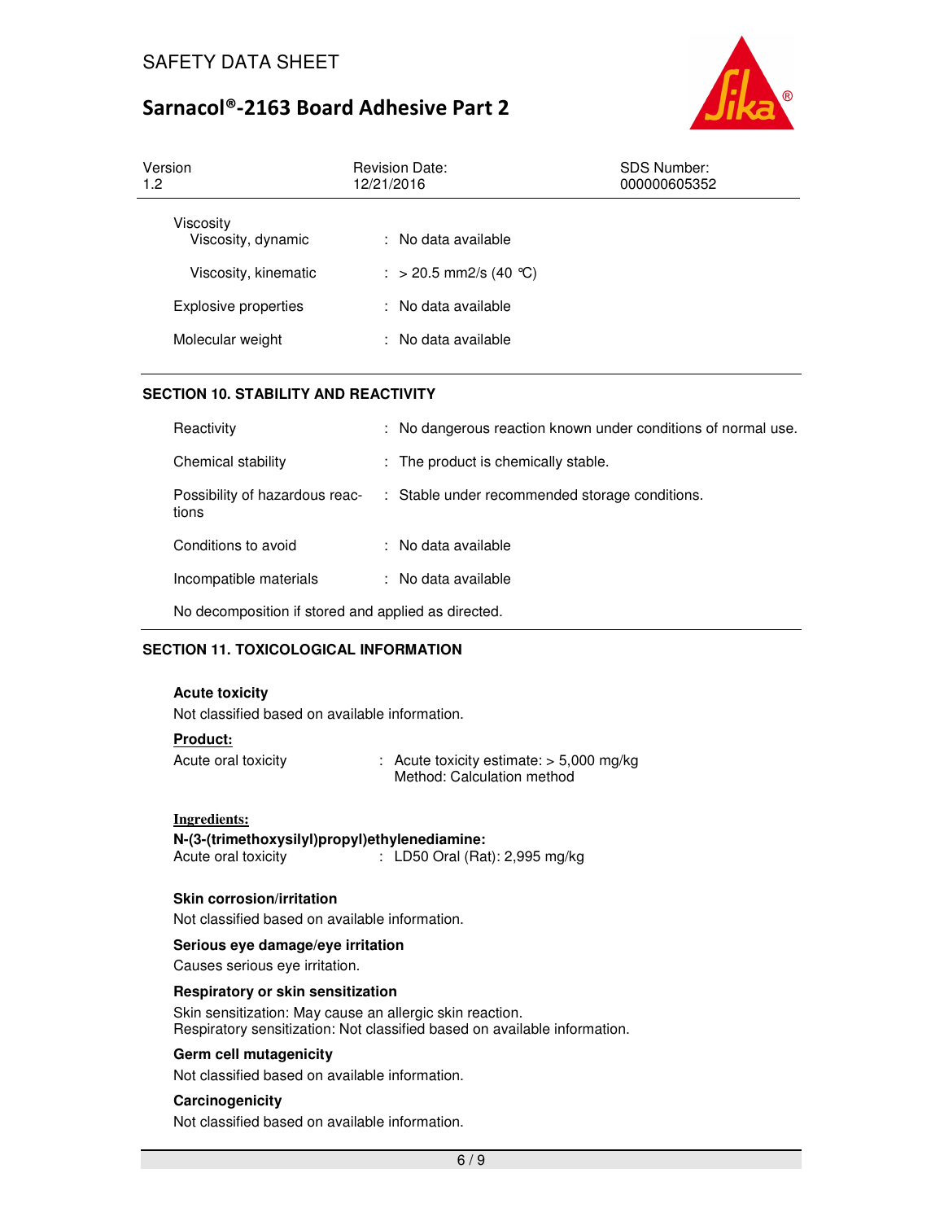Viscosity

| | | |
|---|---|---|
| Viscosity, dynamic | : | No data available |
| Viscosity, kinematic | : | > 20.5 mm2/s (40 °C) |
| Explosive properties | : | No data available |
| Molecular weight | : | No data available |

## SECTION 10. STABILITY AND REACTIVITY

| | | |
|---|---|---|
| Reactivity | : | No dangerous reaction known under conditions of normal use. |
| Chemical stability | : | The product is chemically stable. |
| Possibility of hazardous reactions | : | Stable under recommended storage conditions. |
| Conditions to avoid | : | No data available |
| Incompatible materials | : | No data available |

No decomposition if stored and applied as directed.

## SECTION 11. TOXICOLOGICAL INFORMATION

**Acute toxicity**

Not classified based on available information.

**Product:**

Acute oral toxicity : Acute toxicity estimate: > 5,000 mg/kg
Method: Calculation method

**Ingredients:**

**N-(3-(trimethoxysilyl)propyl)ethylenediamine:**

Acute oral toxicity : LD50 Oral (Rat): 2,995 mg/kg

**Skin corrosion/irritation**

Not classified based on available information.

**Serious eye damage/eye irritation**

Causes serious eye irritation.

**Respiratory or skin sensitization**

Skin sensitization: May cause an allergic skin reaction.
Respiratory sensitization: Not classified based on available information.

**Germ cell mutagenicity**

Not classified based on available information.

**Carcinogenicity**

Not classified based on available information.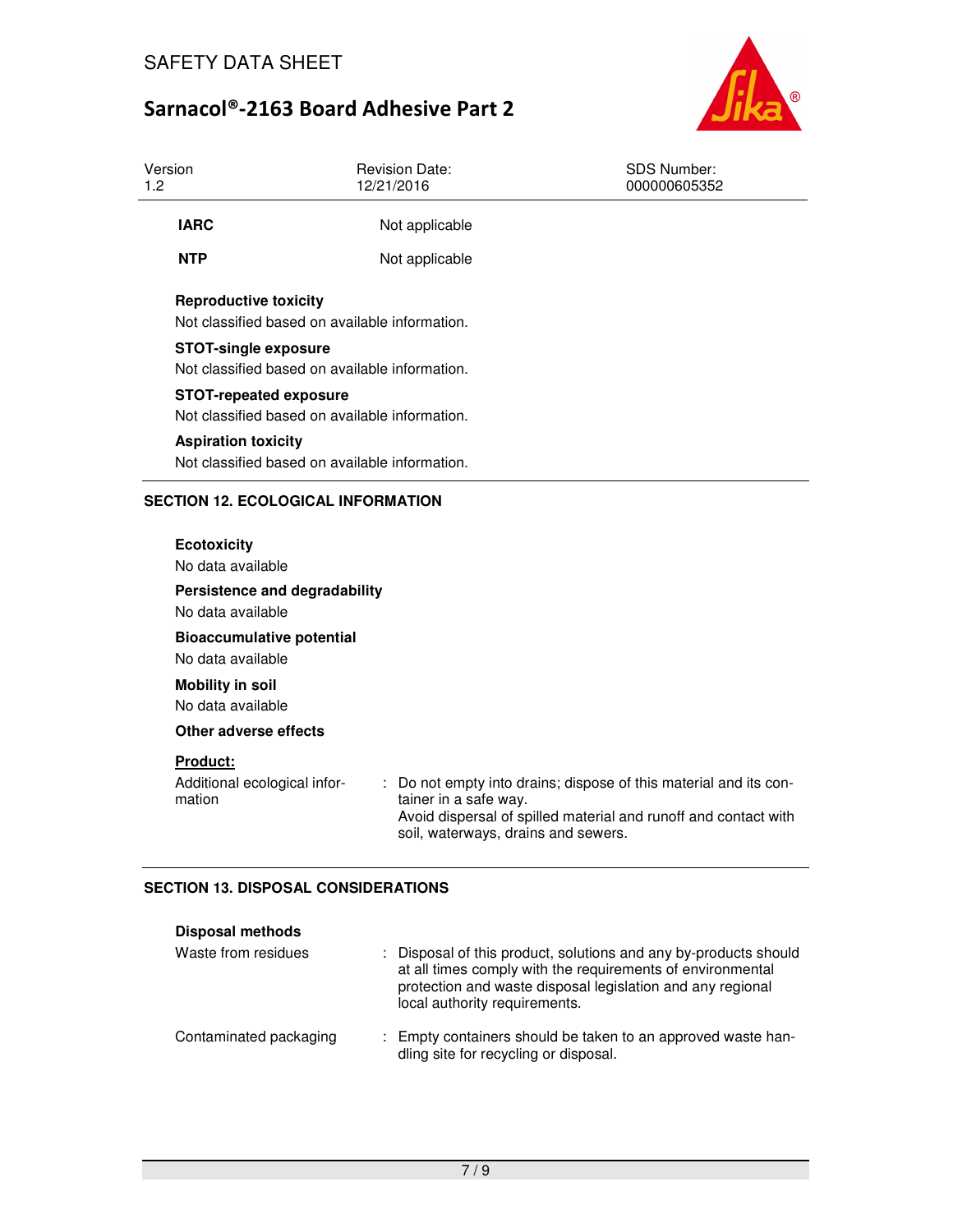| | |
|---|---|
| **IARC** | Not applicable |
| **NTP** | Not applicable |

**Reproductive toxicity**
Not classified based on available information.

**STOT-single exposure**
Not classified based on available information.

**STOT-repeated exposure**
Not classified based on available information.

**Aspiration toxicity**
Not classified based on available information.

## SECTION 12. ECOLOGICAL INFORMATION

**Ecotoxicity**
No data available

**Persistence and degradability**
No data available

**Bioaccumulative potential**
No data available

**Mobility in soil**
No data available

**Other adverse effects**

**Product:**

| | |
|---|---|
| Additional ecological information | : Do not empty into drains; dispose of this material and its container in a safe way.<br>Avoid dispersal of spilled material and runoff and contact with soil, waterways, drains and sewers. |

## SECTION 13. DISPOSAL CONSIDERATIONS

**Disposal methods**

| | |
|---|---|
| Waste from residues | : Disposal of this product, solutions and any by-products should at all times comply with the requirements of environmental protection and waste disposal legislation and any regional local authority requirements. |
| Contaminated packaging | : Empty containers should be taken to an approved waste handling site for recycling or disposal. |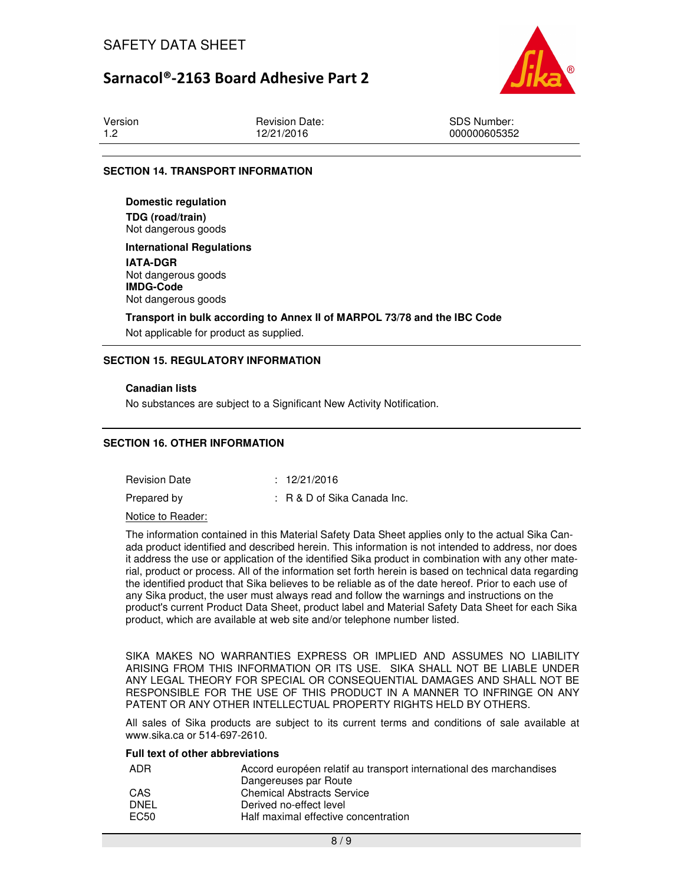## SECTION 14. TRANSPORT INFORMATION

**Domestic regulation**

**TDG (road/train)**
Not dangerous goods

**International Regulations**

**IATA-DGR**
Not dangerous goods

**IMDG-Code**
Not dangerous goods

**Transport in bulk according to Annex II of MARPOL 73/78 and the IBC Code**

Not applicable for product as supplied.

## SECTION 15. REGULATORY INFORMATION

**Canadian lists**

No substances are subject to a Significant New Activity Notification.

## SECTION 16. OTHER INFORMATION

| | |
|---|---|
| Revision Date | : 12/21/2016 |
| Prepared by | : R & D of Sika Canada Inc. |

Notice to Reader:

The information contained in this Material Safety Data Sheet applies only to the actual Sika Canada product identified and described herein. This information is not intended to address, nor does it address the use or application of the identified Sika product in combination with any other material, product or process. All of the information set forth herein is based on technical data regarding the identified product that Sika believes to be reliable as of the date hereof. Prior to each use of any Sika product, the user must always read and follow the warnings and instructions on the product's current Product Data Sheet, product label and Material Safety Data Sheet for each Sika product, which are available at web site and/or telephone number listed.

SIKA MAKES NO WARRANTIES EXPRESS OR IMPLIED AND ASSUMES NO LIABILITY ARISING FROM THIS INFORMATION OR ITS USE. SIKA SHALL NOT BE LIABLE UNDER ANY LEGAL THEORY FOR SPECIAL OR CONSEQUENTIAL DAMAGES AND SHALL NOT BE RESPONSIBLE FOR THE USE OF THIS PRODUCT IN A MANNER TO INFRINGE ON ANY PATENT OR ANY OTHER INTELLECTUAL PROPERTY RIGHTS HELD BY OTHERS.

All sales of Sika products are subject to its current terms and conditions of sale available at www.sika.ca or 514-697-2610.

**Full text of other abbreviations**

| | |
|---|---|
| ADR | Accord européen relatif au transport international des marchandises Dangereuses par Route |
| CAS | Chemical Abstracts Service |
| DNEL | Derived no-effect level |
| EC50 | Half maximal effective concentration |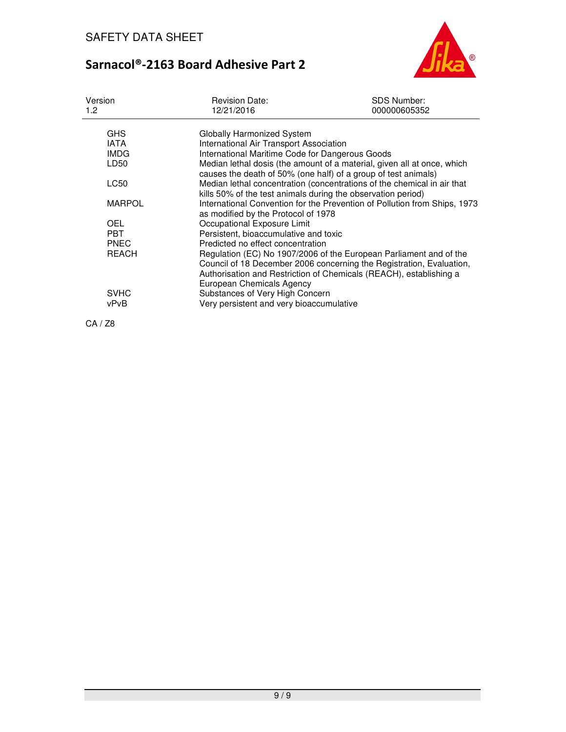| | |
|---|---|
| GHS | Globally Harmonized System |
| IATA | International Air Transport Association |
| IMDG | International Maritime Code for Dangerous Goods |
| LD50 | Median lethal dosis (the amount of a material, given all at once, which causes the death of 50% (one half) of a group of test animals) |
| LC50 | Median lethal concentration (concentrations of the chemical in air that kills 50% of the test animals during the observation period) |
| MARPOL | International Convention for the Prevention of Pollution from Ships, 1973 as modified by the Protocol of 1978 |
| OEL | Occupational Exposure Limit |
| PBT | Persistent, bioaccumulative and toxic |
| PNEC | Predicted no effect concentration |
| REACH | Regulation (EC) No 1907/2006 of the European Parliament and of the Council of 18 December 2006 concerning the Registration, Evaluation, Authorisation and Restriction of Chemicals (REACH), establishing a European Chemicals Agency |
| SVHC | Substances of Very High Concern |
| vPvB | Very persistent and very bioaccumulative |

CA / Z8